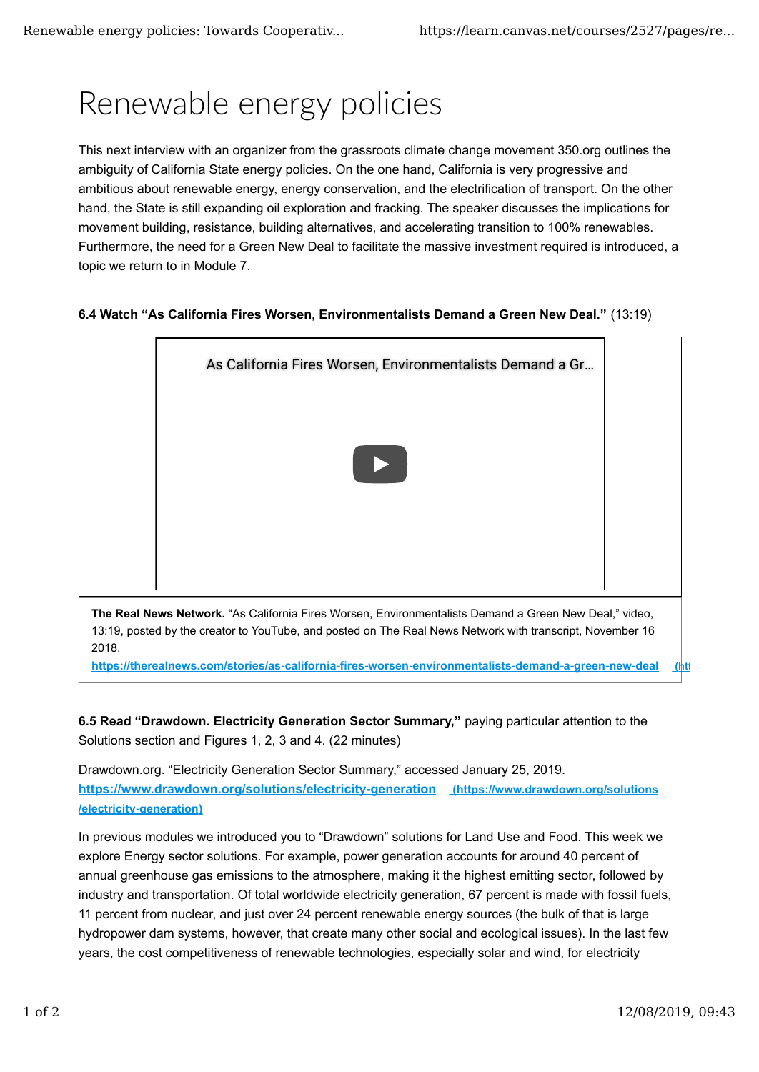# Renewable energy policies

This next interview with an organizer from the grassroots climate change movement 350.org outlines the ambiguity of California State energy policies. On the one hand, California is very progressive and ambitious about renewable energy, energy conservation, and the electrification of transport. On the other hand, the State is still expanding oil exploration and fracking. The speaker discusses the implications for movement building, resistance, building alternatives, and accelerating transition to 100% renewables. Furthermore, the need for a Green New Deal to facilitate the massive investment required is introduced, a topic we return to in Module 7.

**6.4 Watch "As California Fires Worsen, Environmentalists Demand a Green New Deal."** (13:19)

As California Fires Worsen, Environmentalists Demand a Gr...

**The Real News Network.** "As California Fires Worsen, Environmentalists Demand a Green New Deal," video, 13:19, posted by the creator to YouTube, and posted on The Real News Network with transcript, November 16 2018.

**https://therealnews.com/stories/as-california-fires-worsen-environmentalists-demand-a-green-new-deal** (htt

**6.5 Read "Drawdown. Electricity Generation Sector Summary,"** paying particular attention to the Solutions section and Figures 1, 2, 3 and 4. (22 minutes)

Drawdown.org. "Electricity Generation Sector Summary," accessed January 25, 2019. **https://www.drawdown.org/solutions/electricity-generation** **(https://www.drawdown.org/solutions/electricity-generation)**

In previous modules we introduced you to "Drawdown" solutions for Land Use and Food. This week we explore Energy sector solutions. For example, power generation accounts for around 40 percent of annual greenhouse gas emissions to the atmosphere, making it the highest emitting sector, followed by industry and transportation. Of total worldwide electricity generation, 67 percent is made with fossil fuels, 11 percent from nuclear, and just over 24 percent renewable energy sources (the bulk of that is large hydropower dam systems, however, that create many other social and ecological issues). In the last few years, the cost competitiveness of renewable technologies, especially solar and wind, for electricity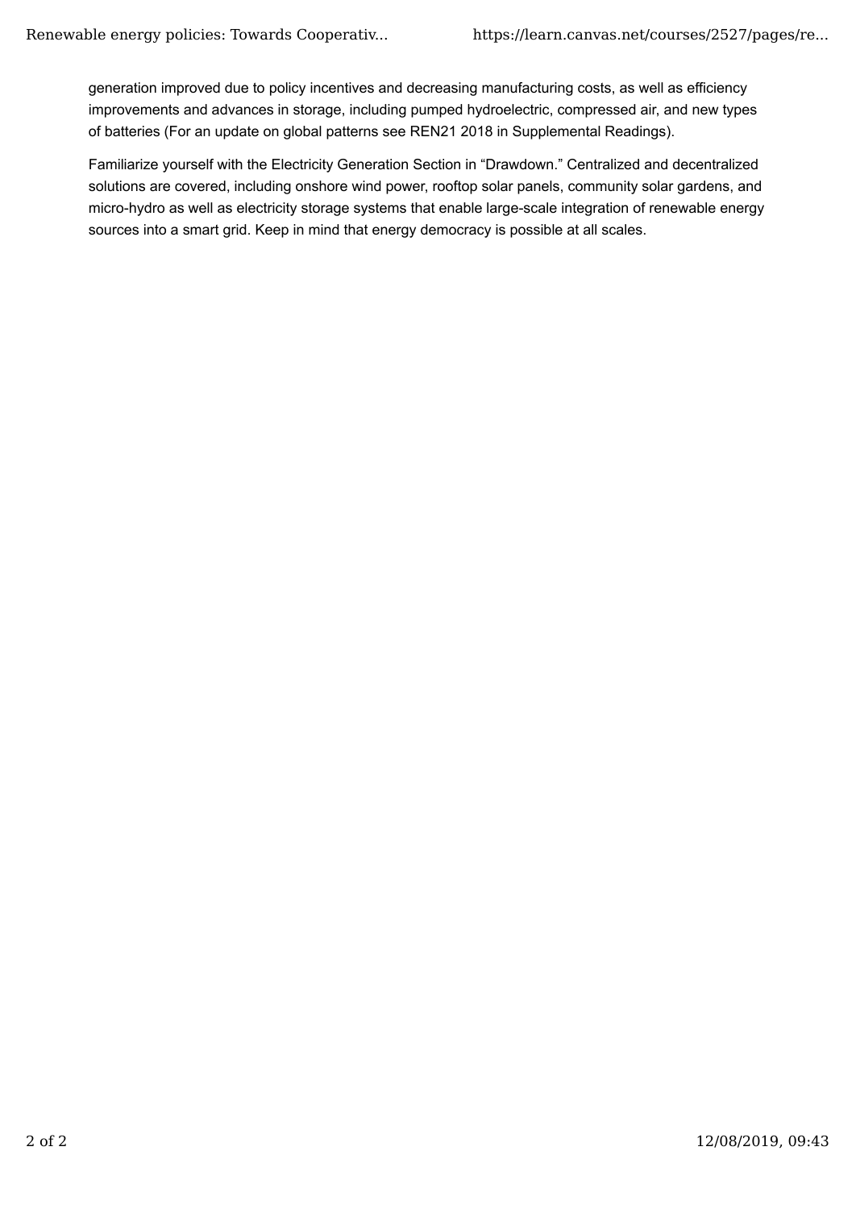generation improved due to policy incentives and decreasing manufacturing costs, as well as efficiency improvements and advances in storage, including pumped hydroelectric, compressed air, and new types of batteries (For an update on global patterns see REN21 2018 in Supplemental Readings).

Familiarize yourself with the Electricity Generation Section in "Drawdown." Centralized and decentralized solutions are covered, including onshore wind power, rooftop solar panels, community solar gardens, and micro-hydro as well as electricity storage systems that enable large-scale integration of renewable energy sources into a smart grid. Keep in mind that energy democracy is possible at all scales.